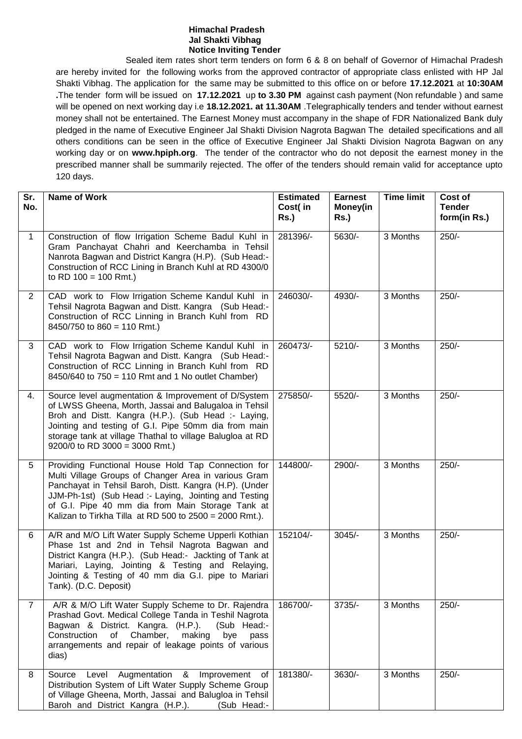**Himachal Pradesh**
**Jal Shakti Vibhag**
**Notice Inviting Tender**

Sealed item rates short term tenders on form 6 & 8 on behalf of Governor of Himachal Pradesh are hereby invited for the following works from the approved contractor of appropriate class enlisted with HP Jal Shakti Vibhag. The application for the same may be submitted to this office on or before **17.12.2021** at **10:30AM .**The tender form will be issued on **17.12.2021** up **to 3.30 PM** against cash payment (Non refundable ) and same will be opened on next working day i.e **18.12.2021. at 11.30AM** .Telegraphically tenders and tender without earnest money shall not be entertained. The Earnest Money must accompany in the shape of FDR Nationalized Bank duly pledged in the name of Executive Engineer Jal Shakti Division Nagrota Bagwan The detailed specifications and all others conditions can be seen in the office of Executive Engineer Jal Shakti Division Nagrota Bagwan on any working day or on **www.hpiph.org**. The tender of the contractor who do not deposit the earnest money in the prescribed manner shall be summarily rejected. The offer of the tenders should remain valid for acceptance upto 120 days.

| Sr. No. | Name of Work | Estimated Cost( in Rs.) | Earnest Money(in Rs.) | Time limit | Cost of Tender form(in Rs.) |
|---|---|---|---|---|---|
| 1 | Construction of flow Irrigation Scheme Badul Kuhl in Gram Panchayat Chahri and Keerchamba in Tehsil Nanrota Bagwan and District Kangra (H.P). (Sub Head:- Construction of RCC Lining in Branch Kuhl at RD 4300/0 to RD 100 = 100 Rmt.) | 281396/- | 5630/- | 3 Months | 250/- |
| 2 | CAD work to Flow Irrigation Scheme Kandul Kuhl in Tehsil Nagrota Bagwan and Distt. Kangra (Sub Head:- Construction of RCC Linning in Branch Kuhl from RD 8450/750 to 860 = 110 Rmt.) | 246030/- | 4930/- | 3 Months | 250/- |
| 3 | CAD work to Flow Irrigation Scheme Kandul Kuhl in Tehsil Nagrota Bagwan and Distt. Kangra (Sub Head:- Construction of RCC Linning in Branch Kuhl from RD 8450/640 to 750 = 110 Rmt and 1 No outlet Chamber) | 260473/- | 5210/- | 3 Months | 250/- |
| 4. | Source level augmentation & Improvement of D/System of LWSS Gheena, Morth, Jassai and Balugaloa in Tehsil Broh and Distt. Kangra (H.P.). (Sub Head :- Laying, Jointing and testing of G.I. Pipe 50mm dia from main storage tank at village Thathal to village Balugloa at RD 9200/0 to RD 3000 = 3000 Rmt.) | 275850/- | 5520/- | 3 Months | 250/- |
| 5 | Providing Functional House Hold Tap Connection for Multi Village Groups of Changer Area in various Gram Panchayat in Tehsil Baroh, Distt. Kangra (H.P). (Under JJM-Ph-1st) (Sub Head :- Laying, Jointing and Testing of G.I. Pipe 40 mm dia from Main Storage Tank at Kalizan to Tirkha Tilla at RD 500 to 2500 = 2000 Rmt.). | 144800/- | 2900/- | 3 Months | 250/- |
| 6 | A/R and M/O Lift Water Supply Scheme Upperli Kothian Phase 1st and 2nd in Tehsil Nagrota Bagwan and District Kangra (H.P.). (Sub Head:- Jackting of Tank at Mariari, Laying, Jointing & Testing and Relaying, Jointing & Testing of 40 mm dia G.I. pipe to Mariari Tank). (D.C. Deposit) | 152104/- | 3045/- | 3 Months | 250/- |
| 7 | A/R & M/O Lift Water Supply Scheme to Dr. Rajendra Prashad Govt. Medical College Tanda in Teshil Nagrota Bagwan & District. Kangra. (H.P.). (Sub Head:- Construction of Chamber, making bye pass arrangements and repair of leakage points of various dias) | 186700/- | 3735/- | 3 Months | 250/- |
| 8 | Source Level Augmentation & Improvement of Distribution System of Lift Water Supply Scheme Group of Village Gheena, Morth, Jassai and Balugloa in Tehsil Baroh and District Kangra (H.P.). (Sub Head:- | 181380/- | 3630/- | 3 Months | 250/- |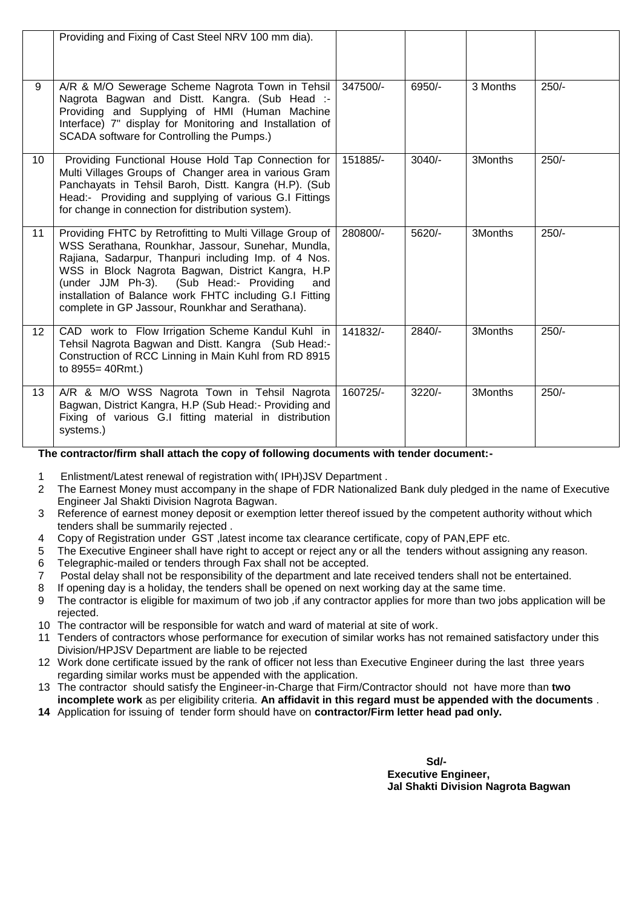|  | Providing and Fixing of Cast Steel NRV 100 mm dia). |  |  |  |  |
|---|---|---|---|---|---|
| 9 | A/R & M/O Sewerage Scheme Nagrota Town in Tehsil Nagrota Bagwan and Distt. Kangra. (Sub Head :- Providing and Supplying of HMI (Human Machine Interface) 7" display for Monitoring and Installation of SCADA software for Controlling the Pumps.) | 347500/- | 6950/- | 3 Months | 250/- |
| 10 | Providing Functional House Hold Tap Connection for Multi Villages Groups of Changer area in various Gram Panchayats in Tehsil Baroh, Distt. Kangra (H.P). (Sub Head:- Providing and supplying of various G.I Fittings for change in connection for distribution system). | 151885/- | 3040/- | 3Months | 250/- |
| 11 | Providing FHTC by Retrofitting to Multi Village Group of WSS Serathana, Rounkhar, Jassour, Sunehar, Mundla, Rajiana, Sadarpur, Thanpuri including Imp. of 4 Nos. WSS in Block Nagrota Bagwan, District Kangra, H.P (under JJM Ph-3). (Sub Head:- Providing and installation of Balance work FHTC including G.I Fitting complete in GP Jassour, Rounkhar and Serathana). | 280800/- | 5620/- | 3Months | 250/- |
| 12 | CAD work to Flow Irrigation Scheme Kandul Kuhl in Tehsil Nagrota Bagwan and Distt. Kangra (Sub Head:- Construction of RCC Linning in Main Kuhl from RD 8915 to 8955= 40Rmt.) | 141832/- | 2840/- | 3Months | 250/- |
| 13 | A/R & M/O WSS Nagrota Town in Tehsil Nagrota Bagwan, District Kangra, H.P (Sub Head:- Providing and Fixing of various G.I fitting material in distribution systems.) | 160725/- | 3220/- | 3Months | 250/- |

**The contractor/firm shall attach the copy of following documents with tender document:-**

1. Enlistment/Latest renewal of registration with( IPH)JSV Department .
2. The Earnest Money must accompany in the shape of FDR Nationalized Bank duly pledged in the name of Executive Engineer Jal Shakti Division Nagrota Bagwan.
3. Reference of earnest money deposit or exemption letter thereof issued by the competent authority without which tenders shall be summarily rejected .
4. Copy of Registration under GST ,latest income tax clearance certificate, copy of PAN,EPF etc.
5. The Executive Engineer shall have right to accept or reject any or all the tenders without assigning any reason.
6. Telegraphic-mailed or tenders through Fax shall not be accepted.
7. Postal delay shall not be responsibility of the department and late received tenders shall not be entertained.
8. If opening day is a holiday, the tenders shall be opened on next working day at the same time.
9. The contractor is eligible for maximum of two job ,if any contractor applies for more than two jobs application will be rejected.
10. The contractor will be responsible for watch and ward of material at site of work.
11. Tenders of contractors whose performance for execution of similar works has not remained satisfactory under this Division/HPJSV Department are liable to be rejected
12. Work done certificate issued by the rank of officer not less than Executive Engineer during the last three years regarding similar works must be appended with the application.
13. The contractor should satisfy the Engineer-in-Charge that Firm/Contractor should not have more than **two incomplete work** as per eligibility criteria. **An affidavit in this regard must be appended with the documents** .
14. Application for issuing of tender form should have on **contractor/Firm letter head pad only.**

**Sd/-**
**Executive Engineer,**
**Jal Shakti Division Nagrota Bagwan**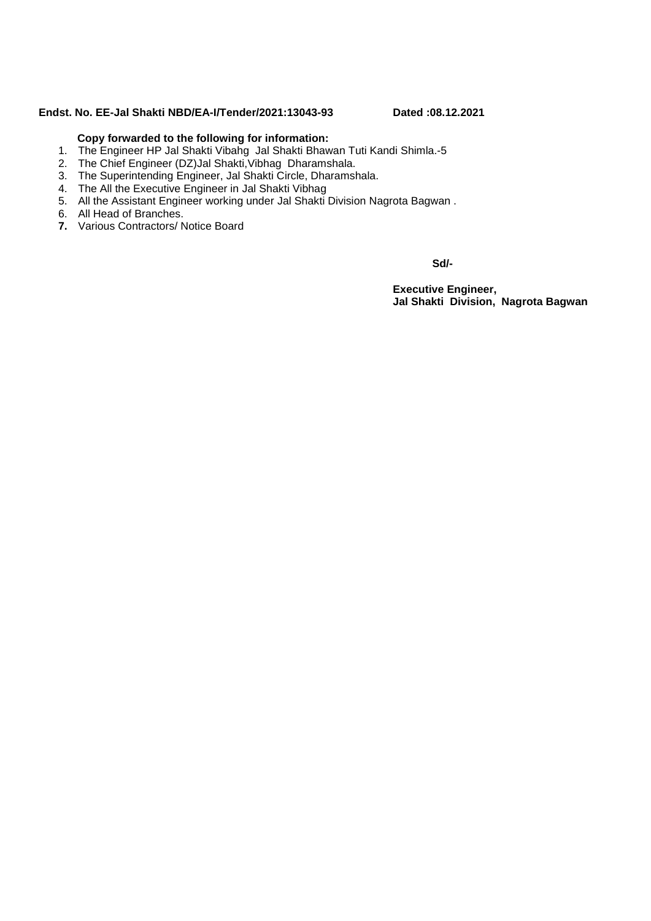**Endst. No. EE-Jal Shakti NBD/EA-I/Tender/2021:13043-93 Dated :08.12.2021**

**Copy forwarded to the following for information:**

1. The Engineer HP Jal Shakti Vibahg Jal Shakti Bhawan Tuti Kandi Shimla.-5
2. The Chief Engineer (DZ)Jal Shakti,Vibhag Dharamshala.
3. The Superintending Engineer, Jal Shakti Circle, Dharamshala.
4. The All the Executive Engineer in Jal Shakti Vibhag
5. All the Assistant Engineer working under Jal Shakti Division Nagrota Bagwan .
6. All Head of Branches.
7. Various Contractors/ Notice Board

**Sd/-**

**Executive Engineer,**
**Jal Shakti Division, Nagrota Bagwan**